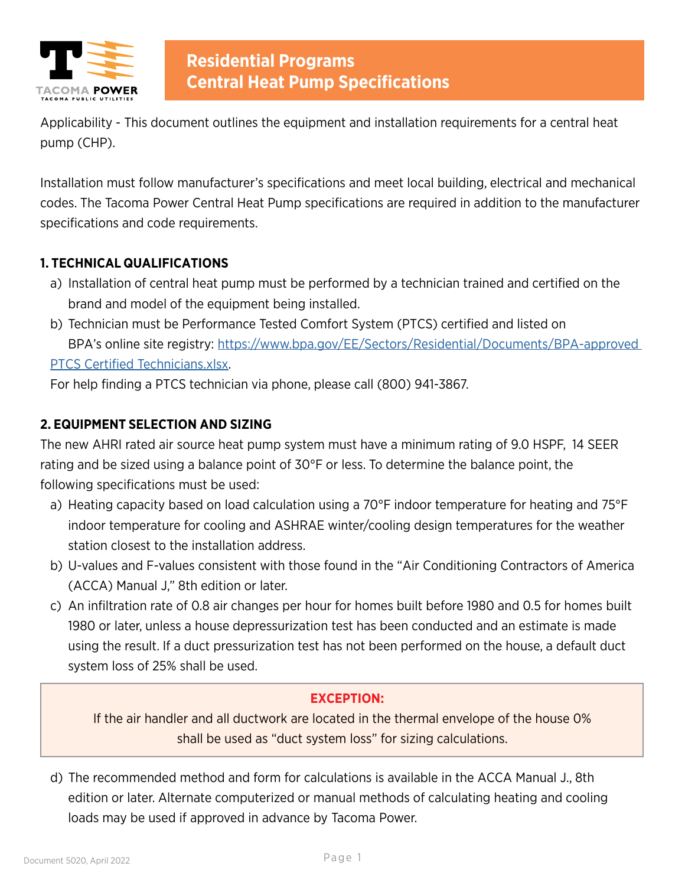# Residential Programs
# Central Heat Pump Specifications

Applicability - This document outlines the equipment and installation requirements for a central heat pump (CHP).

Installation must follow manufacturer's specifications and meet local building, electrical and mechanical codes. The Tacoma Power Central Heat Pump specifications are required in addition to the manufacturer specifications and code requirements.

## 1. TECHNICAL QUALIFICATIONS

a) Installation of central heat pump must be performed by a technician trained and certified on the brand and model of the equipment being installed.

b) Technician must be Performance Tested Comfort System (PTCS) certified and listed on BPA's online site registry: [https://www.bpa.gov/EE/Sectors/Residential/Documents/BPA-approved PTCS Certified Technicians.xlsx](https://www.bpa.gov/EE/Sectors/Residential/Documents/BPA-approved PTCS Certified Technicians.xlsx).

For help finding a PTCS technician via phone, please call (800) 941-3867.

## 2. EQUIPMENT SELECTION AND SIZING

The new AHRI rated air source heat pump system must have a minimum rating of 9.0 HSPF, 14 SEER rating and be sized using a balance point of 30°F or less. To determine the balance point, the following specifications must be used:

a) Heating capacity based on load calculation using a 70°F indoor temperature for heating and 75°F indoor temperature for cooling and ASHRAE winter/cooling design temperatures for the weather station closest to the installation address.

b) U-values and F-values consistent with those found in the "Air Conditioning Contractors of America (ACCA) Manual J," 8th edition or later.

c) An infiltration rate of 0.8 air changes per hour for homes built before 1980 and 0.5 for homes built 1980 or later, unless a house depressurization test has been conducted and an estimate is made using the result. If a duct pressurization test has not been performed on the house, a default duct system loss of 25% shall be used.

> **EXCEPTION:**
> If the air handler and all ductwork are located in the thermal envelope of the house 0% shall be used as "duct system loss" for sizing calculations.

d) The recommended method and form for calculations is available in the ACCA Manual J., 8th edition or later. Alternate computerized or manual methods of calculating heating and cooling loads may be used if approved in advance by Tacoma Power.

Document 5020, April 2022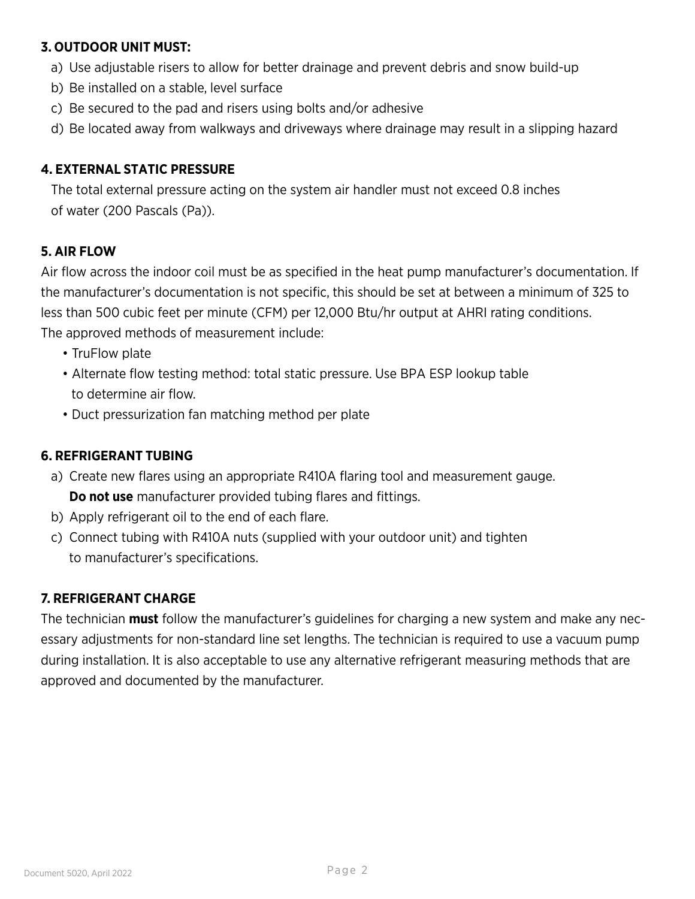### 3. OUTDOOR UNIT MUST:

a) Use adjustable risers to allow for better drainage and prevent debris and snow build-up
b) Be installed on a stable, level surface
c) Be secured to the pad and risers using bolts and/or adhesive
d) Be located away from walkways and driveways where drainage may result in a slipping hazard

### 4. EXTERNAL STATIC PRESSURE

The total external pressure acting on the system air handler must not exceed 0.8 inches of water (200 Pascals (Pa)).

### 5. AIR FLOW

Air flow across the indoor coil must be as specified in the heat pump manufacturer's documentation. If the manufacturer's documentation is not specific, this should be set at between a minimum of 325 to less than 500 cubic feet per minute (CFM) per 12,000 Btu/hr output at AHRI rating conditions. The approved methods of measurement include:

- TruFlow plate
- Alternate flow testing method: total static pressure. Use BPA ESP lookup table to determine air flow.
- Duct pressurization fan matching method per plate

### 6. REFRIGERANT TUBING

a) Create new flares using an appropriate R410A flaring tool and measurement gauge. **Do not use** manufacturer provided tubing flares and fittings.
b) Apply refrigerant oil to the end of each flare.
c) Connect tubing with R410A nuts (supplied with your outdoor unit) and tighten to manufacturer's specifications.

### 7. REFRIGERANT CHARGE

The technician **must** follow the manufacturer's guidelines for charging a new system and make any necessary adjustments for non-standard line set lengths. The technician is required to use a vacuum pump during installation. It is also acceptable to use any alternative refrigerant measuring methods that are approved and documented by the manufacturer.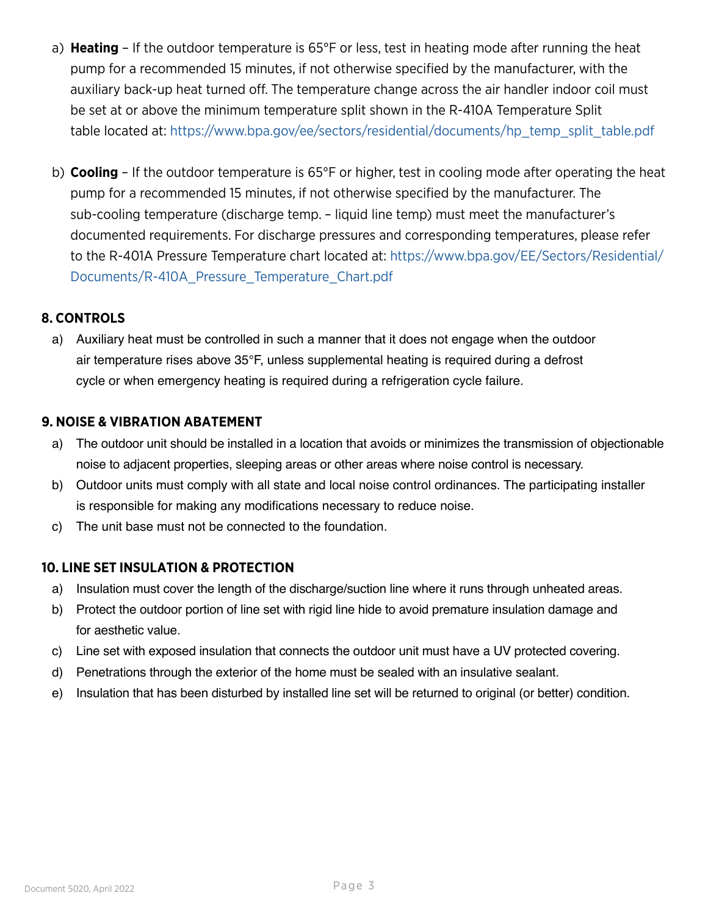a) **Heating** – If the outdoor temperature is 65°F or less, test in heating mode after running the heat pump for a recommended 15 minutes, if not otherwise specified by the manufacturer, with the auxiliary back-up heat turned off. The temperature change across the air handler indoor coil must be set at or above the minimum temperature split shown in the R-410A Temperature Split table located at: https://www.bpa.gov/ee/sectors/residential/documents/hp_temp_split_table.pdf

b) **Cooling** – If the outdoor temperature is 65°F or higher, test in cooling mode after operating the heat pump for a recommended 15 minutes, if not otherwise specified by the manufacturer. The sub-cooling temperature (discharge temp. – liquid line temp) must meet the manufacturer's documented requirements. For discharge pressures and corresponding temperatures, please refer to the R-401A Pressure Temperature chart located at: https://www.bpa.gov/EE/Sectors/Residential/Documents/R-410A_Pressure_Temperature_Chart.pdf

## 8. CONTROLS

a) Auxiliary heat must be controlled in such a manner that it does not engage when the outdoor air temperature rises above 35°F, unless supplemental heating is required during a defrost cycle or when emergency heating is required during a refrigeration cycle failure.

## 9. NOISE & VIBRATION ABATEMENT

a) The outdoor unit should be installed in a location that avoids or minimizes the transmission of objectionable noise to adjacent properties, sleeping areas or other areas where noise control is necessary.

b) Outdoor units must comply with all state and local noise control ordinances. The participating installer is responsible for making any modifications necessary to reduce noise.

c) The unit base must not be connected to the foundation.

## 10. LINE SET INSULATION & PROTECTION

a) Insulation must cover the length of the discharge/suction line where it runs through unheated areas.

b) Protect the outdoor portion of line set with rigid line hide to avoid premature insulation damage and for aesthetic value.

c) Line set with exposed insulation that connects the outdoor unit must have a UV protected covering.

d) Penetrations through the exterior of the home must be sealed with an insulative sealant.

e) Insulation that has been disturbed by installed line set will be returned to original (or better) condition.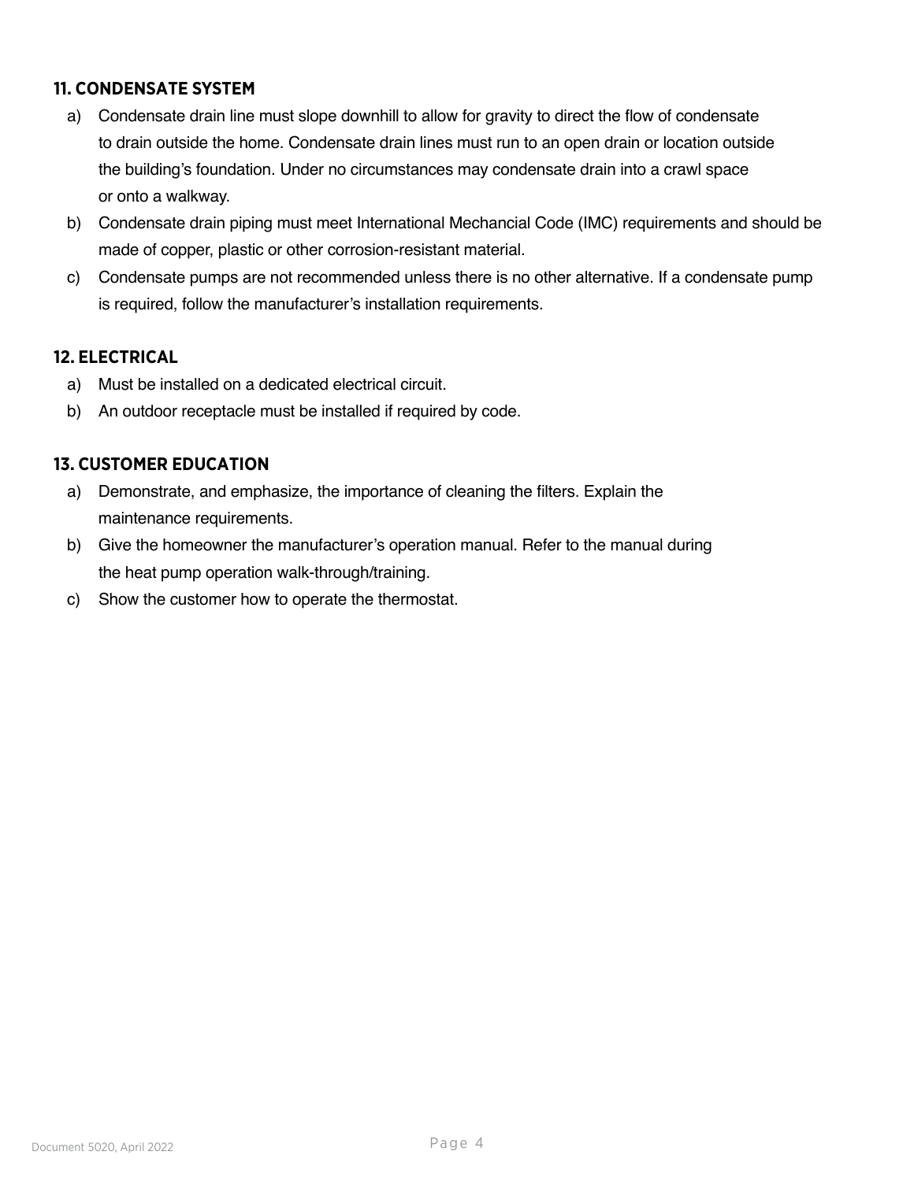## 11. CONDENSATE SYSTEM

a) Condensate drain line must slope downhill to allow for gravity to direct the flow of condensate to drain outside the home. Condensate drain lines must run to an open drain or location outside the building's foundation. Under no circumstances may condensate drain into a crawl space or onto a walkway.

b) Condensate drain piping must meet International Mechancial Code (IMC) requirements and should be made of copper, plastic or other corrosion-resistant material.

c) Condensate pumps are not recommended unless there is no other alternative. If a condensate pump is required, follow the manufacturer's installation requirements.

## 12. ELECTRICAL

a) Must be installed on a dedicated electrical circuit.

b) An outdoor receptacle must be installed if required by code.

## 13. CUSTOMER EDUCATION

a) Demonstrate, and emphasize, the importance of cleaning the filters. Explain the maintenance requirements.

b) Give the homeowner the manufacturer's operation manual. Refer to the manual during the heat pump operation walk-through/training.

c) Show the customer how to operate the thermostat.